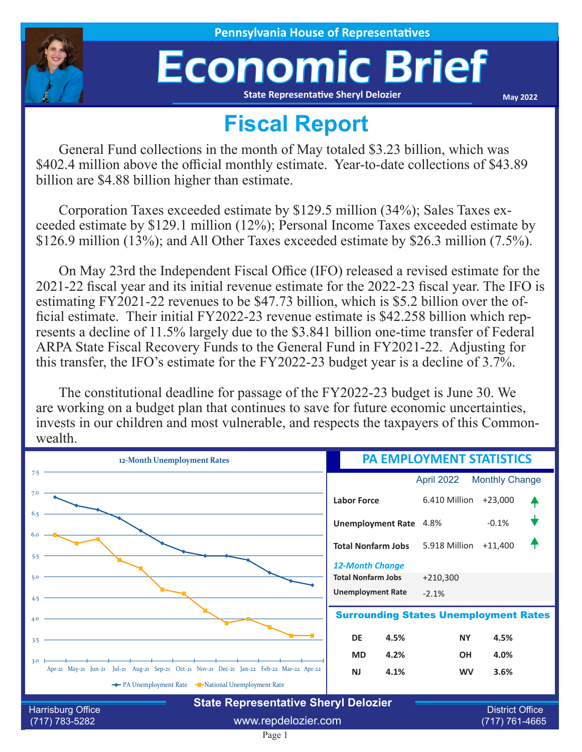Pennsylvania House of Representatives

# Economic Brief

State Representative Sheryl Delozier

May 2022

## Fiscal Report

General Fund collections in the month of May totaled $3.23 billion, which was $402.4 million above the official monthly estimate. Year-to-date collections of $43.89 billion are $4.88 billion higher than estimate.

Corporation Taxes exceeded estimate by $129.5 million (34%); Sales Taxes exceeded estimate by $129.1 million (12%); Personal Income Taxes exceeded estimate by $126.9 million (13%); and All Other Taxes exceeded estimate by $26.3 million (7.5%).

On May 23rd the Independent Fiscal Office (IFO) released a revised estimate for the 2021-22 fiscal year and its initial revenue estimate for the 2022-23 fiscal year. The IFO is estimating FY2021-22 revenues to be $47.73 billion, which is $5.2 billion over the official estimate. Their initial FY2022-23 revenue estimate is $42.258 billion which represents a decline of 11.5% largely due to the $3.841 billion one-time transfer of Federal ARPA State Fiscal Recovery Funds to the General Fund in FY2021-22. Adjusting for this transfer, the IFO's estimate for the FY2022-23 budget year is a decline of 3.7%.

The constitutional deadline for passage of the FY2022-23 budget is June 30. We are working on a budget plan that continues to save for future economic uncertainties, invests in our children and most vulnerable, and respects the taxpayers of this Commonwealth.

### 12-Month Unemployment Rates

| Month | PA Unemployment Rate | National Unemployment Rate |
|---|---|---|
| Apr-21 | 6.9 | 6.0 |
| May-21 | 6.7 | 5.8 |
| Jun-21 | 6.6 | 5.9 |
| Jul-21 | 6.4 | 5.4 |
| Aug-21 | 6.1 | 5.2 |
| Sep-21 | 5.8 | 4.7 |
| Oct-21 | 5.6 | 4.6 |
| Nov-21 | 5.5 | 4.2 |
| Dec-21 | 5.5 | 3.9 |
| Jan-22 | 5.4 | 4.0 |
| Feb-22 | 5.1 | 3.8 |
| Mar-22 | 4.9 | 3.6 |
| Apr-22 | 4.8 | 3.6 |

### PA EMPLOYMENT STATISTICS

| | April 2022 | Monthly Change |
|---|---|---|
| **Labor Force** | 6.410 Million | +23,000 ↑ |
| **Unemployment Rate** | 4.8% | -0.1% ↓ |
| **Total Nonfarm Jobs** | 5.918 Million | +11,400 ↑ |

*12-Month Change*

| | |
|---|---|
| **Total Nonfarm Jobs** | +210,300 |
| **Unemployment Rate** | -2.1% |

### Surrounding States Unemployment Rates

| State | Rate | State | Rate |
|---|---|---|---|
| DE | 4.5% | NY | 4.5% |
| MD | 4.2% | OH | 4.0% |
| NJ | 4.1% | WV | 3.6% |

**State Representative Sheryl Delozier**

Harrisburg Office (717) 783-5282 | www.repdelozier.com | District Office (717) 761-4665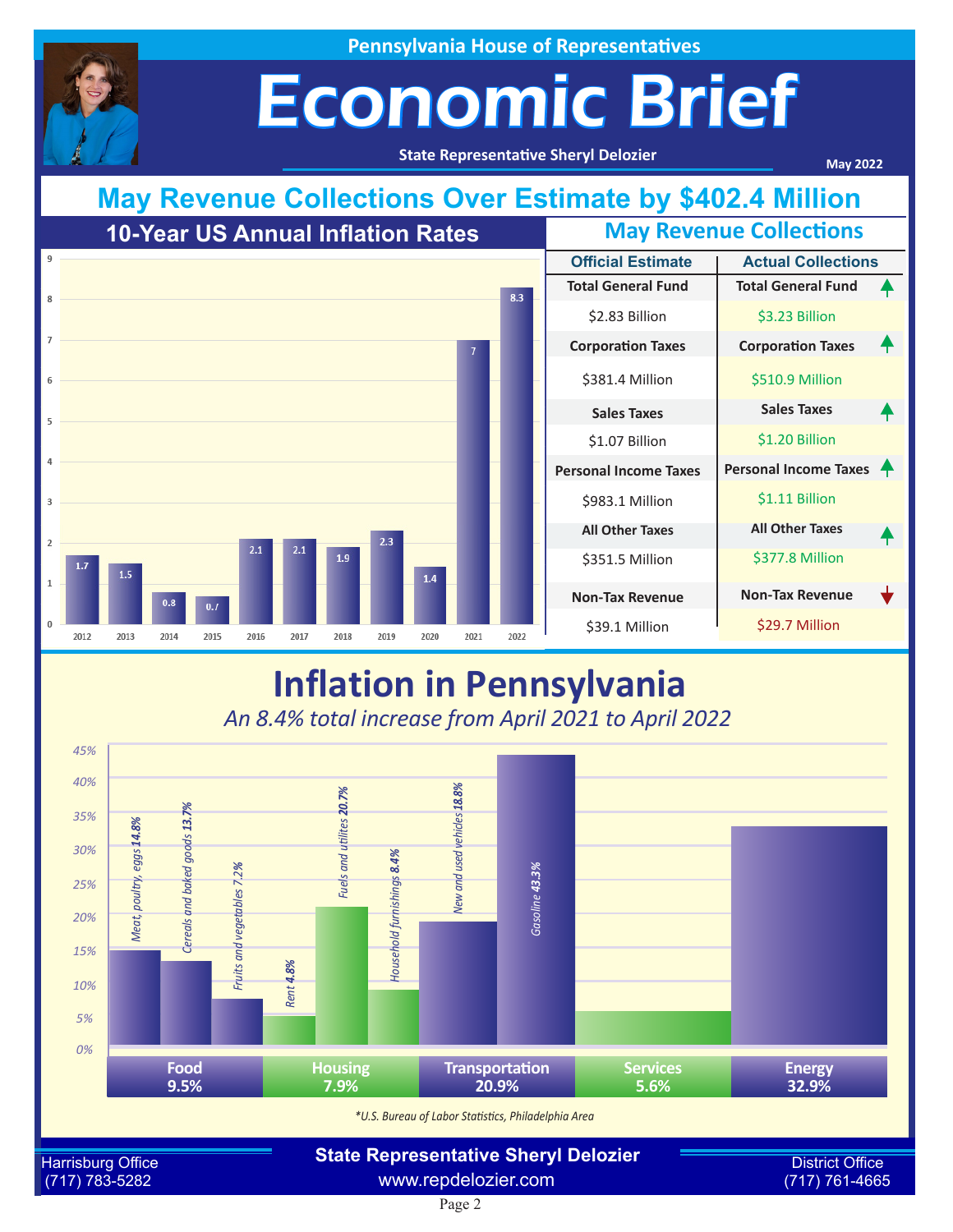Pennsylvania House of Representatives

# Economic Brief

State Representative Sheryl Delozier

May 2022

## May Revenue Collections Over Estimate by $402.4 Million

### 10-Year US Annual Inflation Rates

9
8
7
6
5
4
3
2
1
0

1.7
1.5
0.8
0.7
2.1
2.1
1.9
2.3
1.4
7
8.3

2012
2013
2014
2015
2016
2017
2018
2019
2020
2021
2022

### May Revenue Collections

| Official Estimate | Actual Collections |
|---|---|
| **Total General Fund** | **Total General Fund** |
| $2.83 Billion | $3.23 Billion |
| **Corporation Taxes** | **Corporation Taxes** |
| $381.4 Million | $510.9 Million |
| **Sales Taxes** | **Sales Taxes** |
| $1.07 Billion | $1.20 Billion |
| **Personal Income Taxes** | **Personal Income Taxes** |
| $983.1 Million | $1.11 Billion |
| **All Other Taxes** | **All Other Taxes** |
| $351.5 Million | $377.8 Million |
| **Non-Tax Revenue** | **Non-Tax Revenue** |
| $39.1 Million | $29.7 Million |

## Inflation in Pennsylvania

*An 8.4% total increase from April 2021 to April 2022*

45%
40%
35%
30%
25%
20%
15%
10%
5%
0%

*Meat, poultry, eggs* ***14.8%***
*Cereals and baked goods* ***13.7%***
*Fruits and vegetables 7.2%*
*Rent* ***4.8%***
*Fuels and utilites* ***20.7%***
*Household furnishings* ***8.4%***
*New and used vehicles* ***18.8%***
*Gasoline* ***43.3%***

**Food** 9.5%
**Housing** 7.9%
**Transportation** 20.9%
**Services** 5.6%
**Energy** 32.9%

*\*U.S. Bureau of Labor Statistics, Philadelphia Area*

Harrisburg Office
(717) 783-5282

**State Representative Sheryl Delozier**
www.repdelozier.com

District Office
(717) 761-4665